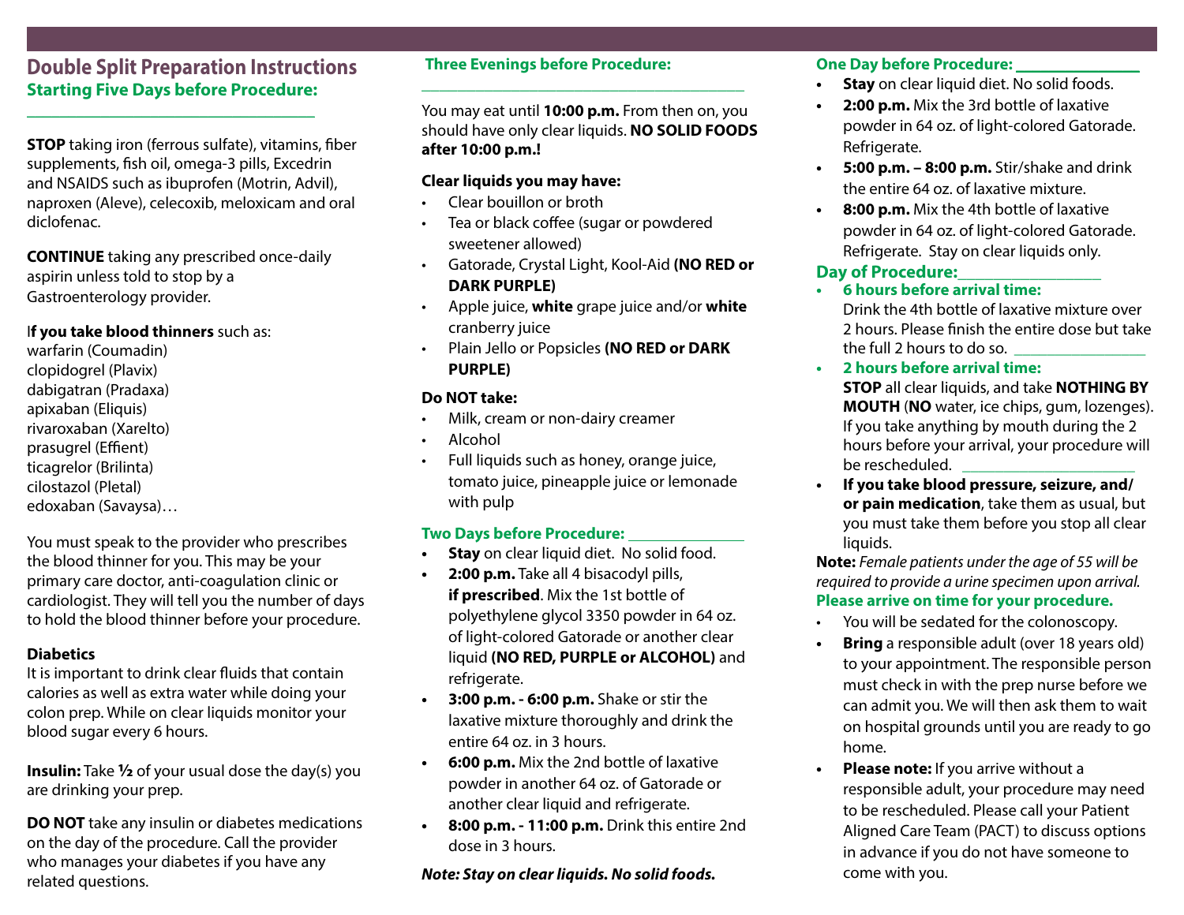# Double Split Preparation Instructions

## Starting Five Days before Procedure: ________________________________

**STOP** taking iron (ferrous sulfate), vitamins, fiber supplements, fish oil, omega-3 pills, Excedrin and NSAIDS such as ibuprofen (Motrin, Advil), naproxen (Aleve), celecoxib, meloxicam and oral diclofenac.

**CONTINUE** taking any prescribed once-daily aspirin unless told to stop by a Gastroenterology provider.

I**f you take blood thinners** such as:
warfarin (Coumadin)
clopidogrel (Plavix)
dabigatran (Pradaxa)
apixaban (Eliquis)
rivaroxaban (Xarelto)
prasugrel (Effient)
ticagrelor (Brilinta)
cilostazol (Pletal)
edoxaban (Savaysa)…

You must speak to the provider who prescribes the blood thinner for you. This may be your primary care doctor, anti-coagulation clinic or cardiologist. They will tell you the number of days to hold the blood thinner before your procedure.

**Diabetics**
It is important to drink clear fluids that contain calories as well as extra water while doing your colon prep. While on clear liquids monitor your blood sugar every 6 hours.

**Insulin:** Take **½** of your usual dose the day(s) you are drinking your prep.

**DO NOT** take any insulin or diabetes medications on the day of the procedure. Call the provider who manages your diabetes if you have any related questions.

## Three Evenings before Procedure: ________________________________________

You may eat until **10:00 p.m.** From then on, you should have only clear liquids. **NO SOLID FOODS after 10:00 p.m.!**

**Clear liquids you may have:**

- Clear bouillon or broth
- Tea or black coffee (sugar or powdered sweetener allowed)
- Gatorade, Crystal Light, Kool-Aid **(NO RED or DARK PURPLE)**
- Apple juice, **white** grape juice and/or **white** cranberry juice
- Plain Jello or Popsicles **(NO RED or DARK PURPLE)**

**Do NOT take:**

- Milk, cream or non-dairy creamer
- Alcohol
- Full liquids such as honey, orange juice, tomato juice, pineapple juice or lemonade with pulp

## Two Days before Procedure: ______________

- **Stay** on clear liquid diet. No solid food.
- **2:00 p.m.** Take all 4 bisacodyl pills, **if prescribed**. Mix the 1st bottle of polyethylene glycol 3350 powder in 64 oz. of light-colored Gatorade or another clear liquid **(NO RED, PURPLE or ALCOHOL)** and refrigerate.
- **3:00 p.m. - 6:00 p.m.** Shake or stir the laxative mixture thoroughly and drink the entire 64 oz. in 3 hours.
- **6:00 p.m.** Mix the 2nd bottle of laxative powder in another 64 oz. of Gatorade or another clear liquid and refrigerate.
- **8:00 p.m. - 11:00 p.m.** Drink this entire 2nd dose in 3 hours.

***Note: Stay on clear liquids. No solid foods.***

## One Day before Procedure: ______________

- **Stay** on clear liquid diet. No solid foods.
- **2:00 p.m.** Mix the 3rd bottle of laxative powder in 64 oz. of light-colored Gatorade. Refrigerate.
- **5:00 p.m. – 8:00 p.m.** Stir/shake and drink the entire 64 oz. of laxative mixture.
- **8:00 p.m.** Mix the 4th bottle of laxative powder in 64 oz. of light-colored Gatorade. Refrigerate. Stay on clear liquids only.

## Day of Procedure: ________________

- **6 hours before arrival time:**
  Drink the 4th bottle of laxative mixture over 2 hours. Please finish the entire dose but take the full 2 hours to do so. ________________
- **2 hours before arrival time:**
  **STOP** all clear liquids, and take **NOTHING BY MOUTH** (**NO** water, ice chips, gum, lozenges). If you take anything by mouth during the 2 hours before your arrival, your procedure will be rescheduled. ____________________
- **If you take blood pressure, seizure, and/or pain medication**, take them as usual, but you must take them before you stop all clear liquids.

**Note:** *Female patients under the age of 55 will be required to provide a urine specimen upon arrival.*

**Please arrive on time for your procedure.**

- You will be sedated for the colonoscopy.
- **Bring** a responsible adult (over 18 years old) to your appointment. The responsible person must check in with the prep nurse before we can admit you. We will then ask them to wait on hospital grounds until you are ready to go home.
- **Please note:** If you arrive without a responsible adult, your procedure may need to be rescheduled. Please call your Patient Aligned Care Team (PACT) to discuss options in advance if you do not have someone to come with you.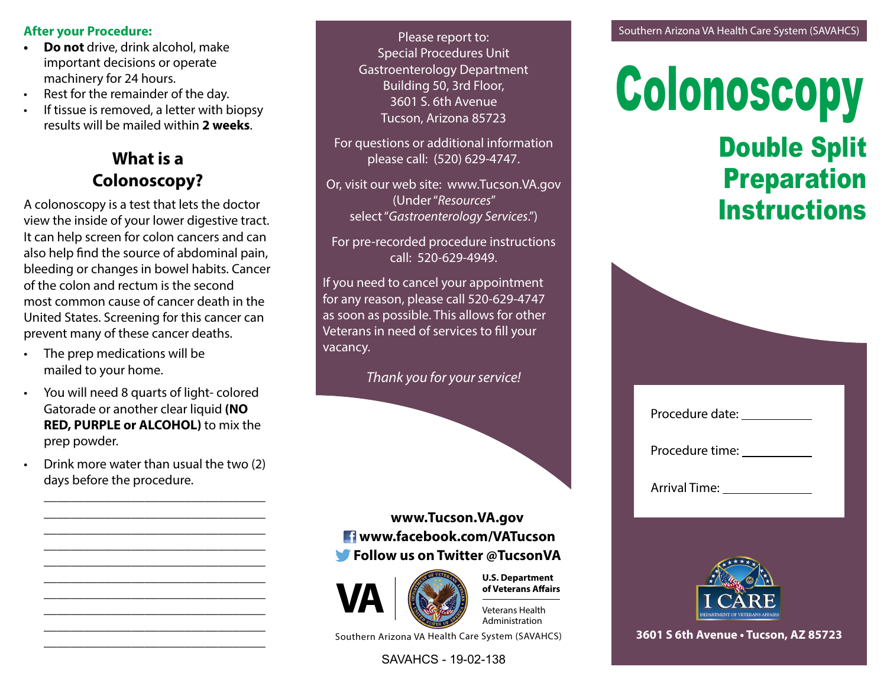**After your Procedure:**

- **Do not** drive, drink alcohol, make important decisions or operate machinery for 24 hours.
- Rest for the remainder of the day.
- If tissue is removed, a letter with biopsy results will be mailed within **2 weeks**.

## What is a Colonoscopy?

A colonoscopy is a test that lets the doctor view the inside of your lower digestive tract. It can help screen for colon cancers and can also help find the source of abdominal pain, bleeding or changes in bowel habits. Cancer of the colon and rectum is the second most common cause of cancer death in the United States. Screening for this cancer can prevent many of these cancer deaths.

- The prep medications will be mailed to your home.
- You will need 8 quarts of light- colored Gatorade or another clear liquid **(NO RED, PURPLE or ALCOHOL)** to mix the prep powder.
- Drink more water than usual the two (2) days before the procedure.

\_\_\_\_\_\_\_\_\_\_\_\_\_\_\_\_\_\_\_\_\_\_\_\_\_\_\_\_\_\_\_\_
\_\_\_\_\_\_\_\_\_\_\_\_\_\_\_\_\_\_\_\_\_\_\_\_\_\_\_\_\_\_\_\_
\_\_\_\_\_\_\_\_\_\_\_\_\_\_\_\_\_\_\_\_\_\_\_\_\_\_\_\_\_\_\_\_
\_\_\_\_\_\_\_\_\_\_\_\_\_\_\_\_\_\_\_\_\_\_\_\_\_\_\_\_\_\_\_\_
\_\_\_\_\_\_\_\_\_\_\_\_\_\_\_\_\_\_\_\_\_\_\_\_\_\_\_\_\_\_\_\_
\_\_\_\_\_\_\_\_\_\_\_\_\_\_\_\_\_\_\_\_\_\_\_\_\_\_\_\_\_\_\_\_
\_\_\_\_\_\_\_\_\_\_\_\_\_\_\_\_\_\_\_\_\_\_\_\_\_\_\_\_\_\_\_\_
\_\_\_\_\_\_\_\_\_\_\_\_\_\_\_\_\_\_\_\_\_\_\_\_\_\_\_\_\_\_\_\_
\_\_\_\_\_\_\_\_\_\_\_\_\_\_\_\_\_\_\_\_\_\_\_\_\_\_\_\_\_\_\_\_

Please report to:
Special Procedures Unit
Gastroenterology Department
Building 50, 3rd Floor,
3601 S. 6th Avenue
Tucson, Arizona 85723

For questions or additional information please call: (520) 629-4747.

Or, visit our web site: www.Tucson.VA.gov (Under "*Resources*" select "*Gastroenterology Services*.")

For pre-recorded procedure instructions call: 520-629-4949.

If you need to cancel your appointment for any reason, please call 520-629-4747 as soon as possible. This allows for other Veterans in need of services to fill your vacancy.

*Thank you for your service!*

**www.Tucson.VA.gov**
**www.facebook.com/VATucson**
**Follow us on Twitter @TucsonVA**

VA

**U.S. Department of Veterans Affairs**

Veterans Health Administration

Southern Arizona VA Health Care System (SAVAHCS)

SAVAHCS - 19-02-138

Southern Arizona VA Health Care System (SAVAHCS)

# Colonoscopy

## Double Split Preparation Instructions

Procedure date: \_\_\_\_\_\_\_\_\_\_

Procedure time: \_\_\_\_\_\_\_\_\_\_

Arrival Time: \_\_\_\_\_\_\_\_\_\_

I CARE
DEPARTMENT OF VETERANS AFFAIRS

**3601 S 6th Avenue • Tucson, AZ 85723**